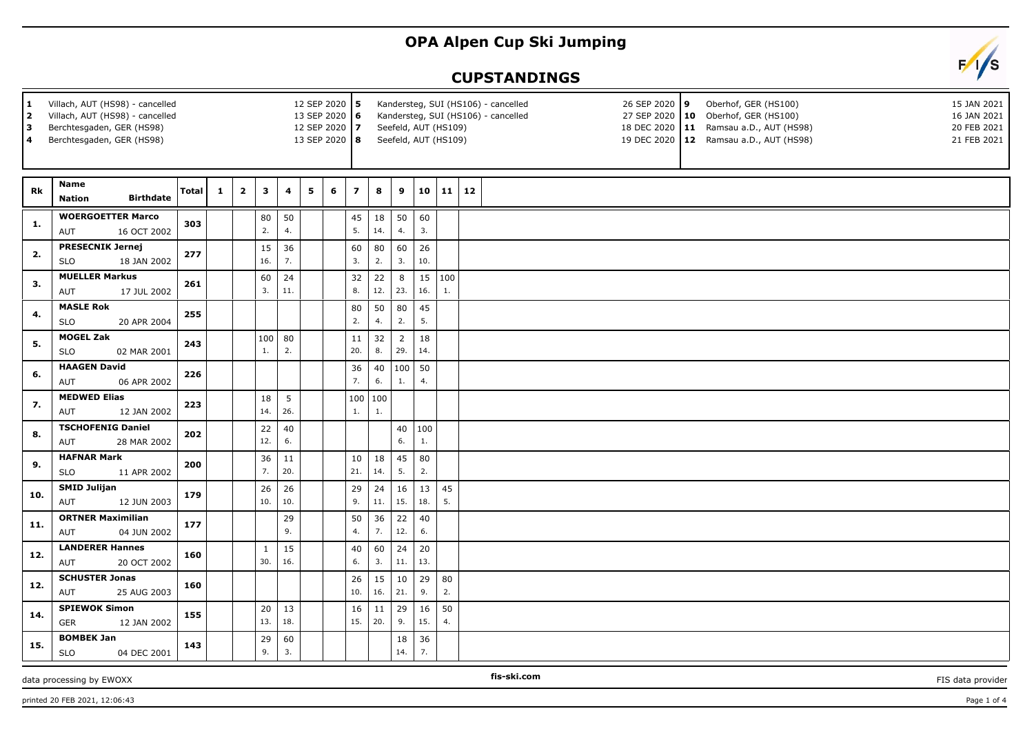# OPA Alpen Cup Ski Jumping

## CUPSTANDINGS

| | | | | | | | |
|---|---|---|---|---|---|---|---|
| 1 | Villach, AUT (HS98) - cancelled | 12 SEP 2020 | 5 | Kandersteg, SUI (HS106) - cancelled | 26 SEP 2020 | 9 | Oberhof, GER (HS100) | 15 JAN 2021 |
| 2 | Villach, AUT (HS98) - cancelled | 13 SEP 2020 | 6 | Kandersteg, SUI (HS106) - cancelled | 27 SEP 2020 | 10 | Oberhof, GER (HS100) | 16 JAN 2021 |
| 3 | Berchtesgaden, GER (HS98) | 12 SEP 2020 | 7 | Seefeld, AUT (HS109) | 18 DEC 2020 | 11 | Ramsau a.D., AUT (HS98) | 20 FEB 2021 |
| 4 | Berchtesgaden, GER (HS98) | 13 SEP 2020 | 8 | Seefeld, AUT (HS109) | 19 DEC 2020 | 12 | Ramsau a.D., AUT (HS98) | 21 FEB 2021 |

| Rk | Name / Nation / Birthdate | Total | 1 | 2 | 3 | 4 | 5 | 6 | 7 | 8 | 9 | 10 | 11 | 12 |
|---|---|---|---|---|---|---|---|---|---|---|---|---|---|---|
| 1. | WOERGOETTER Marco / AUT / 16 OCT 2002 | 303 | | | 80 / 2. | 50 / 4. | | | 45 / 5. | 18 / 14. | 50 / 4. | 60 / 3. | | |
| 2. | PRESECNIK Jernej / SLO / 18 JAN 2002 | 277 | | | 15 / 16. | 36 / 7. | | | 60 / 3. | 80 / 2. | 60 / 3. | 26 / 10. | | |
| 3. | MUELLER Markus / AUT / 17 JUL 2002 | 261 | | | 60 / 3. | 24 / 11. | | | 32 / 8. | 22 / 12. | 8 / 23. | 15 / 16. | 100 / 1. | |
| 4. | MASLE Rok / SLO / 20 APR 2004 | 255 | | | | | | | 80 / 2. | 50 / 4. | 80 / 2. | 45 / 5. | | |
| 5. | MOGEL Zak / SLO / 02 MAR 2001 | 243 | | | 100 / 1. | 80 / 2. | | | 11 / 20. | 32 / 8. | 2 / 29. | 18 / 14. | | |
| 6. | HAAGEN David / AUT / 06 APR 2002 | 226 | | | | | | | 36 / 7. | 40 / 6. | 100 / 1. | 50 / 4. | | |
| 7. | MEDWED Elias / AUT / 12 JAN 2002 | 223 | | | 18 / 14. | 5 / 26. | | | 100 / 1. | 100 / 1. | | | | |
| 8. | TSCHOFENIG Daniel / AUT / 28 MAR 2002 | 202 | | | 22 / 12. | 40 / 6. | | | | | 40 / 6. | 100 / 1. | | |
| 9. | HAFNAR Mark / SLO / 11 APR 2002 | 200 | | | 36 / 7. | 11 / 20. | | | 10 / 21. | 18 / 14. | 45 / 5. | 80 / 2. | | |
| 10. | SMID Julijan / AUT / 12 JUN 2003 | 179 | | | 26 / 10. | 26 / 10. | | | 29 / 9. | 24 / 11. | 16 / 15. | 13 / 18. | 45 / 5. | |
| 11. | ORTNER Maximilian / AUT / 04 JUN 2002 | 177 | | | | 29 / 9. | | | 50 / 4. | 36 / 7. | 22 / 12. | 40 / 6. | | |
| 12. | LANDERER Hannes / AUT / 20 OCT 2002 | 160 | | | 1 / 30. | 15 / 16. | | | 40 / 6. | 60 / 3. | 24 / 11. | 20 / 13. | | |
| 12. | SCHUSTER Jonas / AUT / 25 AUG 2003 | 160 | | | | | | | 26 / 10. | 15 / 16. | 10 / 21. | 29 / 9. | 80 / 2. | |
| 14. | SPIEWOK Simon / GER / 12 JAN 2002 | 155 | | | 20 / 13. | 13 / 18. | | | 16 / 15. | 11 / 20. | 29 / 9. | 16 / 15. | 50 / 4. | |
| 15. | BOMBEK Jan / SLO / 04 DEC 2001 | 143 | | | 29 / 9. | 60 / 3. | | | | | 18 / 14. | 36 / 7. | | |

data processing by EWOXX | fis-ski.com | FIS data provider

printed 20 FEB 2021, 12:06:43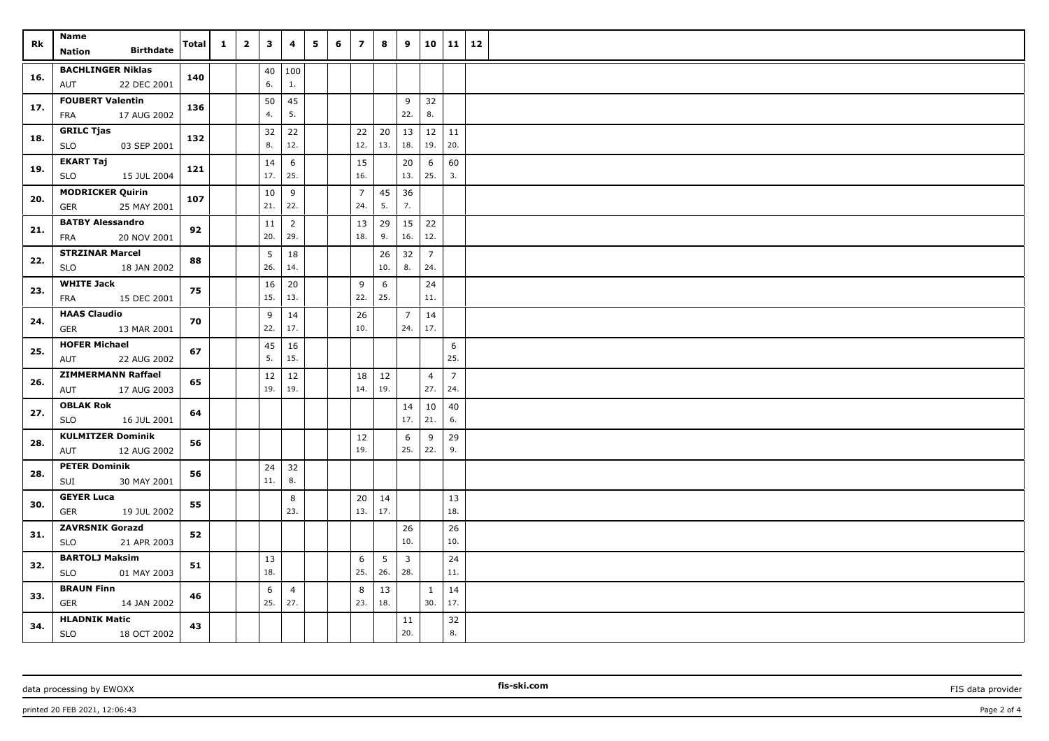| Rk | Name<br>Nation Birthdate | Total | 1 | 2 | 3 | 4 | 5 | 6 | 7 | 8 | 9 | 10 | 11 | 12 |
|---|---|---|---|---|---|---|---|---|---|---|---|---|---|---|
| 16. | BACHLINGER Niklas<br>AUT 22 DEC 2001 | 140 | | | 40<br>6. | 100<br>1. | | | | | | | | |
| 17. | FOUBERT Valentin<br>FRA 17 AUG 2002 | 136 | | | 50<br>4. | 45<br>5. | | | | | 9<br>22. | 32<br>8. | | |
| 18. | GRILC Tjas<br>SLO 03 SEP 2001 | 132 | | | 32<br>8. | 22<br>12. | | | 22<br>12. | 20<br>13. | 13<br>18. | 12<br>19. | 11<br>20. | |
| 19. | EKART Taj<br>SLO 15 JUL 2004 | 121 | | | 14<br>17. | 6<br>25. | | | 15<br>16. | | 20<br>13. | 6<br>25. | 60<br>3. | |
| 20. | MODRICKER Quirin<br>GER 25 MAY 2001 | 107 | | | 10<br>21. | 9<br>22. | | | 7<br>24. | 45<br>5. | 36<br>7. | | | |
| 21. | BATBY Alessandro<br>FRA 20 NOV 2001 | 92 | | | 11<br>20. | 2<br>29. | | | 13<br>18. | 29<br>9. | 15<br>16. | 22<br>12. | | |
| 22. | STRZINAR Marcel<br>SLO 18 JAN 2002 | 88 | | | 5<br>26. | 18<br>14. | | | | 26<br>10. | 32<br>8. | 7<br>24. | | |
| 23. | WHITE Jack<br>FRA 15 DEC 2001 | 75 | | | 16<br>15. | 20<br>13. | | | 9<br>22. | 6<br>25. | | 24<br>11. | | |
| 24. | HAAS Claudio<br>GER 13 MAR 2001 | 70 | | | 9<br>22. | 14<br>17. | | | 26<br>10. | | 7<br>24. | 14<br>17. | | |
| 25. | HOFER Michael<br>AUT 22 AUG 2002 | 67 | | | 45<br>5. | 16<br>15. | | | | | | | 6<br>25. | |
| 26. | ZIMMERMANN Raffael<br>AUT 17 AUG 2003 | 65 | | | 12<br>19. | 12<br>19. | | | 18<br>14. | 12<br>19. | | 4<br>27. | 7<br>24. | |
| 27. | OBLAK Rok<br>SLO 16 JUL 2001 | 64 | | | | | | | | | 14<br>17. | 10<br>21. | 40<br>6. | |
| 28. | KULMITZER Dominik<br>AUT 12 AUG 2002 | 56 | | | | | | | 12<br>19. | | 6<br>25. | 9<br>22. | 29<br>9. | |
| 28. | PETER Dominik<br>SUI 30 MAY 2001 | 56 | | | 24<br>11. | 32<br>8. | | | | | | | | |
| 30. | GEYER Luca<br>GER 19 JUL 2002 | 55 | | | | 8<br>23. | | | 20<br>13. | 14<br>17. | | | 13<br>18. | |
| 31. | ZAVRSNIK Gorazd<br>SLO 21 APR 2003 | 52 | | | | | | | | | 26<br>10. | | 26<br>10. | |
| 32. | BARTOLJ Maksim<br>SLO 01 MAY 2003 | 51 | | | 13<br>18. | | | | 6<br>25. | 5<br>26. | 3<br>28. | | 24<br>11. | |
| 33. | BRAUN Finn<br>GER 14 JAN 2002 | 46 | | | 6<br>25. | 4<br>27. | | | 8<br>23. | 13<br>18. | | 1<br>30. | 14<br>17. | |
| 34. | HLADNIK Matic<br>SLO 18 OCT 2002 | 43 | | | | | | | | | 11<br>20. | | 32<br>8. | |

data processing by EWOXX fis-ski.com FIS data provider

printed 20 FEB 2021, 12:06:43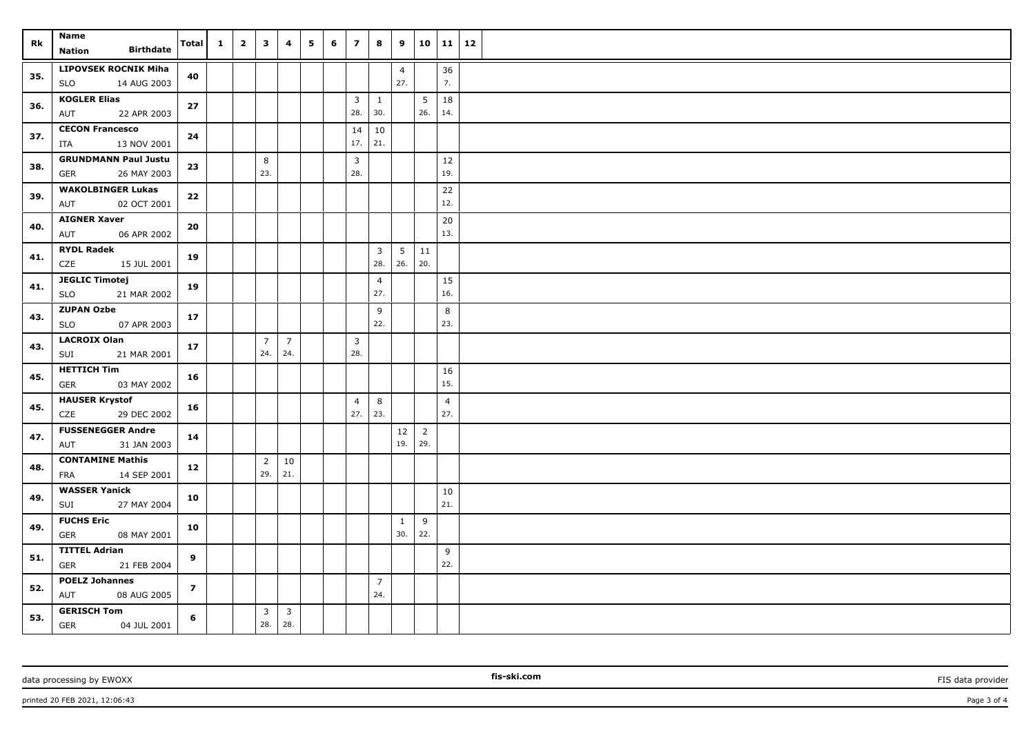| Rk | Name<br>Nation Birthdate | Total | 1 | 2 | 3 | 4 | 5 | 6 | 7 | 8 | 9 | 10 | 11 | 12 |
|---|---|---|---|---|---|---|---|---|---|---|---|---|---|---|
| 35. | LIPOVSEK ROCNIK Miha<br>SLO 14 AUG 2003 | 40 | | | | | | | | | 4<br>27. | | 36<br>7. | |
| 36. | KOGLER Elias<br>AUT 22 APR 2003 | 27 | | | | | | | 3<br>28. | 1<br>30. | | 5<br>26. | 18<br>14. | |
| 37. | CECON Francesco<br>ITA 13 NOV 2001 | 24 | | | | | | | 14<br>17. | 10<br>21. | | | | |
| 38. | GRUNDMANN Paul Justu<br>GER 26 MAY 2003 | 23 | | | 8<br>23. | | | | 3<br>28. | | | | 12<br>19. | |
| 39. | WAKOLBINGER Lukas<br>AUT 02 OCT 2001 | 22 | | | | | | | | | | | 22<br>12. | |
| 40. | AIGNER Xaver<br>AUT 06 APR 2002 | 20 | | | | | | | | | | | 20<br>13. | |
| 41. | RYDL Radek<br>CZE 15 JUL 2001 | 19 | | | | | | | | 3<br>28. | 5<br>26. | 11<br>20. | | |
| 41. | JEGLIC Timotej<br>SLO 21 MAR 2002 | 19 | | | | | | | | 4<br>27. | | | 15<br>16. | |
| 43. | ZUPAN Ozbe<br>SLO 07 APR 2003 | 17 | | | | | | | | 9<br>22. | | | 8<br>23. | |
| 43. | LACROIX Olan<br>SUI 21 MAR 2001 | 17 | | | 7<br>24. | 7<br>24. | | | 3<br>28. | | | | | |
| 45. | HETTICH Tim<br>GER 03 MAY 2002 | 16 | | | | | | | | | | | 16<br>15. | |
| 45. | HAUSER Krystof<br>CZE 29 DEC 2002 | 16 | | | | | | | 4<br>27. | 8<br>23. | | | 4<br>27. | |
| 47. | FUSSENEGGER Andre<br>AUT 31 JAN 2003 | 14 | | | | | | | | | 12<br>19. | 2<br>29. | | |
| 48. | CONTAMINE Mathis<br>FRA 14 SEP 2001 | 12 | | | 2<br>29. | 10<br>21. | | | | | | | | |
| 49. | WASSER Yanick<br>SUI 27 MAY 2004 | 10 | | | | | | | | | | | 10<br>21. | |
| 49. | FUCHS Eric<br>GER 08 MAY 2001 | 10 | | | | | | | | | 1<br>30. | 9<br>22. | | |
| 51. | TITTEL Adrian<br>GER 21 FEB 2004 | 9 | | | | | | | | | | | 9<br>22. | |
| 52. | POELZ Johannes<br>AUT 08 AUG 2005 | 7 | | | | | | | | 7<br>24. | | | | |
| 53. | GERISCH Tom<br>GER 04 JUL 2001 | 6 | | | 3<br>28. | 3<br>28. | | | | | | | | |

data processing by EWOXX — fis-ski.com — FIS data provider

printed 20 FEB 2021, 12:06:43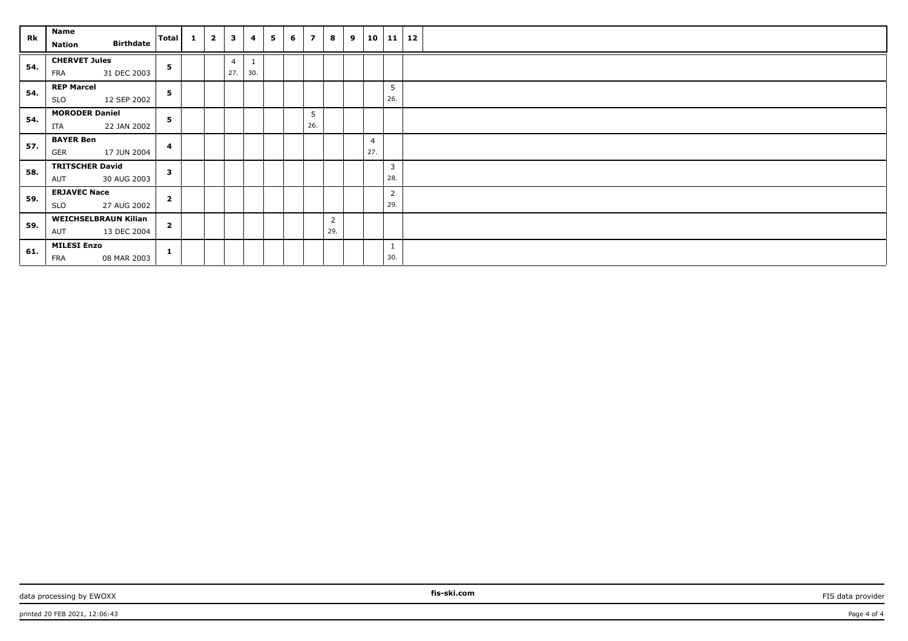| Rk | Name<br>Nation Birthdate | Total | 1 | 2 | 3 | 4 | 5 | 6 | 7 | 8 | 9 | 10 | 11 | 12 |
|---|---|---|---|---|---|---|---|---|---|---|---|---|---|---|
| 54. | **CHERVET Jules**<br>FRA 31 DEC 2003 | **5** | | | 4<br>27. | 1<br>30. | | | | | | | | |
| 54. | **REP Marcel**<br>SLO 12 SEP 2002 | **5** | | | | | | | | | | | 5<br>26. | |
| 54. | **MORODER Daniel**<br>ITA 22 JAN 2002 | **5** | | | | | | | 5<br>26. | | | | | |
| 57. | **BAYER Ben**<br>GER 17 JUN 2004 | **4** | | | | | | | | | | 4<br>27. | | |
| 58. | **TRITSCHER David**<br>AUT 30 AUG 2003 | **3** | | | | | | | | | | | 3<br>28. | |
| 59. | **ERJAVEC Nace**<br>SLO 27 AUG 2002 | **2** | | | | | | | | | | | 2<br>29. | |
| 59. | **WEICHSELBRAUN Kilian**<br>AUT 13 DEC 2004 | **2** | | | | | | | | 2<br>29. | | | | |
| 61. | **MILESI Enzo**<br>FRA 08 MAR 2003 | **1** | | | | | | | | | | | 1<br>30. | |

data processing by EWOXX

**fis-ski.com**

FIS data provider

printed 20 FEB 2021, 12:06:43